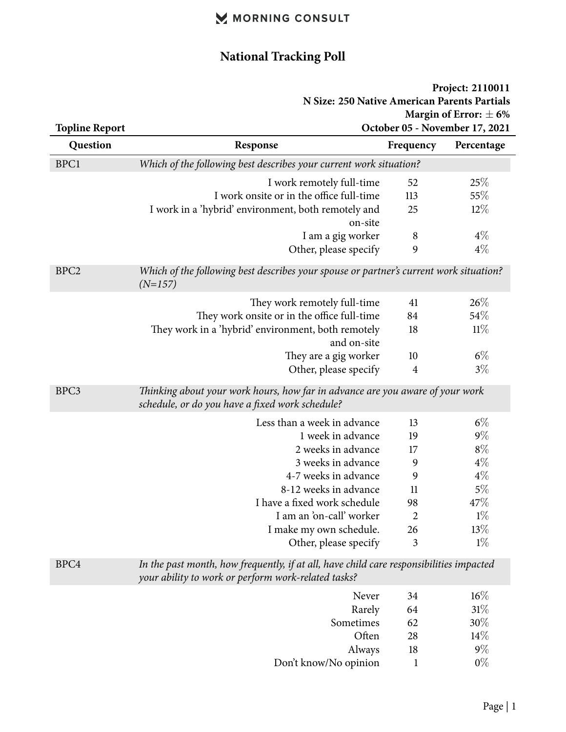MORNING CONSULT

# National Tracking Poll

**Project: 2110011**
**N Size: 250 Native American Parents Partials**
**Margin of Error: ± 6%**
**October 05 - November 17, 2021**

**Topline Report**

| Question | Response | Frequency | Percentage |
|---|---|---|---|
| BPC1 | *Which of the following best describes your current work situation?* | | |
| | I work remotely full-time | 52 | 25% |
| | I work onsite or in the office full-time | 113 | 55% |
| | I work in a 'hybrid' environment, both remotely and on-site | 25 | 12% |
| | I am a gig worker | 8 | 4% |
| | Other, please specify | 9 | 4% |
| BPC2 | *Which of the following best describes your spouse or partner's current work situation? (N=157)* | | |
| | They work remotely full-time | 41 | 26% |
| | They work onsite or in the office full-time | 84 | 54% |
| | They work in a 'hybrid' environment, both remotely and on-site | 18 | 11% |
| | They are a gig worker | 10 | 6% |
| | Other, please specify | 4 | 3% |
| BPC3 | *Thinking about your work hours, how far in advance are you aware of your work schedule, or do you have a fixed work schedule?* | | |
| | Less than a week in advance | 13 | 6% |
| | 1 week in advance | 19 | 9% |
| | 2 weeks in advance | 17 | 8% |
| | 3 weeks in advance | 9 | 4% |
| | 4-7 weeks in advance | 9 | 4% |
| | 8-12 weeks in advance | 11 | 5% |
| | I have a fixed work schedule | 98 | 47% |
| | I am an 'on-call' worker | 2 | 1% |
| | I make my own schedule. | 26 | 13% |
| | Other, please specify | 3 | 1% |
| BPC4 | *In the past month, how frequently, if at all, have child care responsibilities impacted your ability to work or perform work-related tasks?* | | |
| | Never | 34 | 16% |
| | Rarely | 64 | 31% |
| | Sometimes | 62 | 30% |
| | Often | 28 | 14% |
| | Always | 18 | 9% |
| | Don't know/No opinion | 1 | 0% |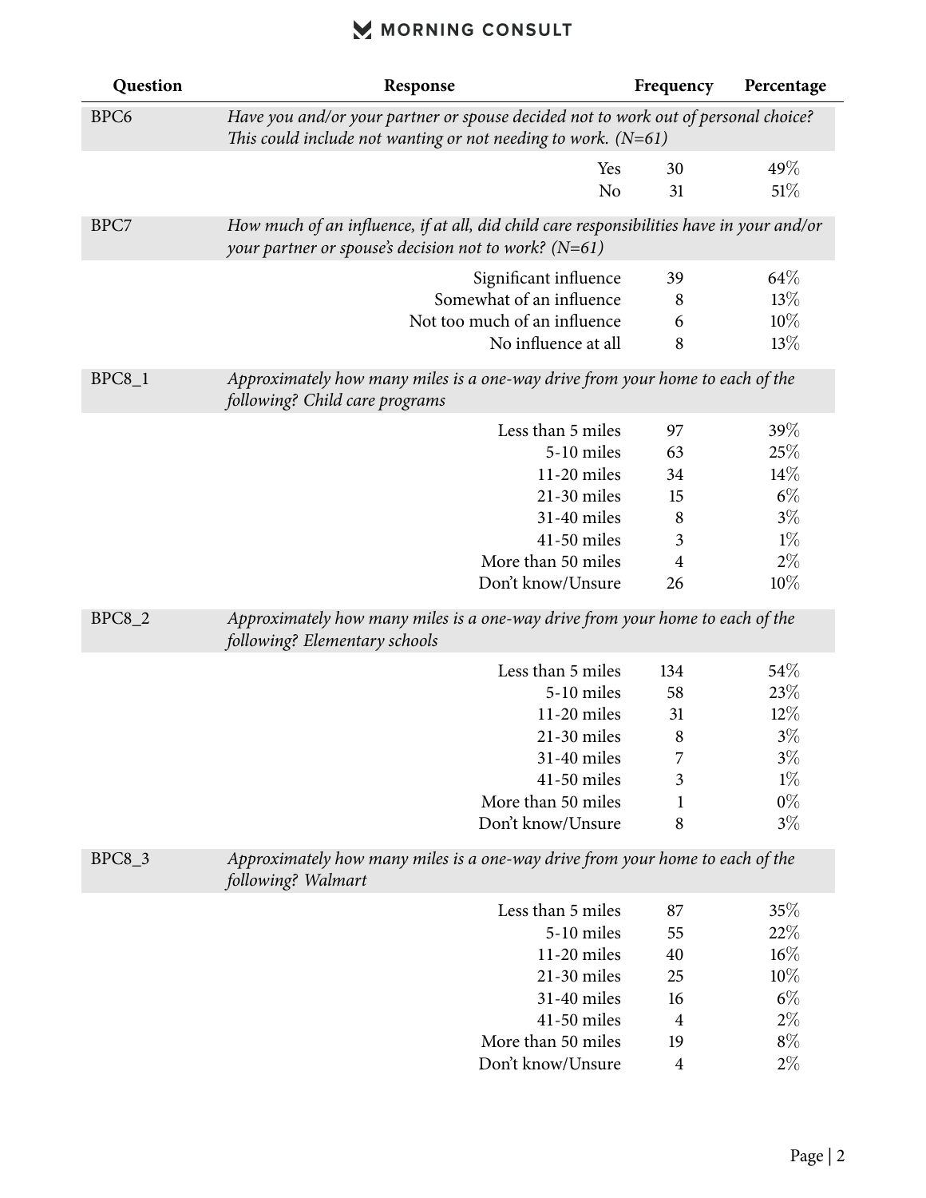| Question | Response | Frequency | Percentage |
|---|---|---|---|
| BPC6 | *Have you and/or your partner or spouse decided not to work out of personal choice? This could include not wanting or not needing to work. (N=61)* | | |
| | Yes | 30 | 49% |
| | No | 31 | 51% |
| BPC7 | *How much of an influence, if at all, did child care responsibilities have in your and/or your partner or spouse's decision not to work? (N=61)* | | |
| | Significant influence | 39 | 64% |
| | Somewhat of an influence | 8 | 13% |
| | Not too much of an influence | 6 | 10% |
| | No influence at all | 8 | 13% |
| BPC8_1 | *Approximately how many miles is a one-way drive from your home to each of the following? Child care programs* | | |
| | Less than 5 miles | 97 | 39% |
| | 5-10 miles | 63 | 25% |
| | 11-20 miles | 34 | 14% |
| | 21-30 miles | 15 | 6% |
| | 31-40 miles | 8 | 3% |
| | 41-50 miles | 3 | 1% |
| | More than 50 miles | 4 | 2% |
| | Don't know/Unsure | 26 | 10% |
| BPC8_2 | *Approximately how many miles is a one-way drive from your home to each of the following? Elementary schools* | | |
| | Less than 5 miles | 134 | 54% |
| | 5-10 miles | 58 | 23% |
| | 11-20 miles | 31 | 12% |
| | 21-30 miles | 8 | 3% |
| | 31-40 miles | 7 | 3% |
| | 41-50 miles | 3 | 1% |
| | More than 50 miles | 1 | 0% |
| | Don't know/Unsure | 8 | 3% |
| BPC8_3 | *Approximately how many miles is a one-way drive from your home to each of the following? Walmart* | | |
| | Less than 5 miles | 87 | 35% |
| | 5-10 miles | 55 | 22% |
| | 11-20 miles | 40 | 16% |
| | 21-30 miles | 25 | 10% |
| | 31-40 miles | 16 | 6% |
| | 41-50 miles | 4 | 2% |
| | More than 50 miles | 19 | 8% |
| | Don't know/Unsure | 4 | 2% |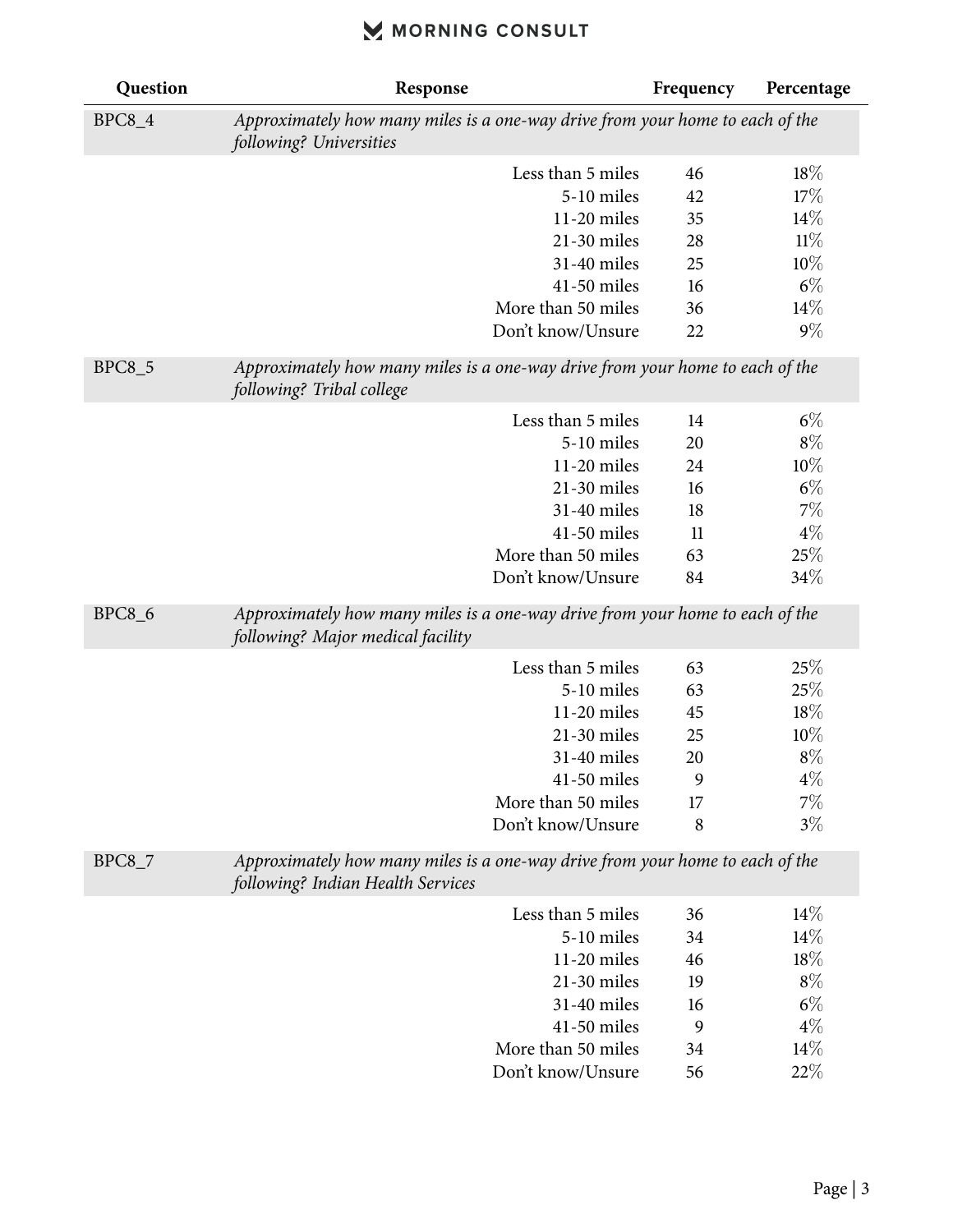| Question | Response | Frequency | Percentage |
|---|---|---|---|
| BPC8_4 | *Approximately how many miles is a one-way drive from your home to each of the following? Universities* | | |
| | Less than 5 miles | 46 | 18% |
| | 5-10 miles | 42 | 17% |
| | 11-20 miles | 35 | 14% |
| | 21-30 miles | 28 | 11% |
| | 31-40 miles | 25 | 10% |
| | 41-50 miles | 16 | 6% |
| | More than 50 miles | 36 | 14% |
| | Don't know/Unsure | 22 | 9% |
| BPC8_5 | *Approximately how many miles is a one-way drive from your home to each of the following? Tribal college* | | |
| | Less than 5 miles | 14 | 6% |
| | 5-10 miles | 20 | 8% |
| | 11-20 miles | 24 | 10% |
| | 21-30 miles | 16 | 6% |
| | 31-40 miles | 18 | 7% |
| | 41-50 miles | 11 | 4% |
| | More than 50 miles | 63 | 25% |
| | Don't know/Unsure | 84 | 34% |
| BPC8_6 | *Approximately how many miles is a one-way drive from your home to each of the following? Major medical facility* | | |
| | Less than 5 miles | 63 | 25% |
| | 5-10 miles | 63 | 25% |
| | 11-20 miles | 45 | 18% |
| | 21-30 miles | 25 | 10% |
| | 31-40 miles | 20 | 8% |
| | 41-50 miles | 9 | 4% |
| | More than 50 miles | 17 | 7% |
| | Don't know/Unsure | 8 | 3% |
| BPC8_7 | *Approximately how many miles is a one-way drive from your home to each of the following? Indian Health Services* | | |
| | Less than 5 miles | 36 | 14% |
| | 5-10 miles | 34 | 14% |
| | 11-20 miles | 46 | 18% |
| | 21-30 miles | 19 | 8% |
| | 31-40 miles | 16 | 6% |
| | 41-50 miles | 9 | 4% |
| | More than 50 miles | 34 | 14% |
| | Don't know/Unsure | 56 | 22% |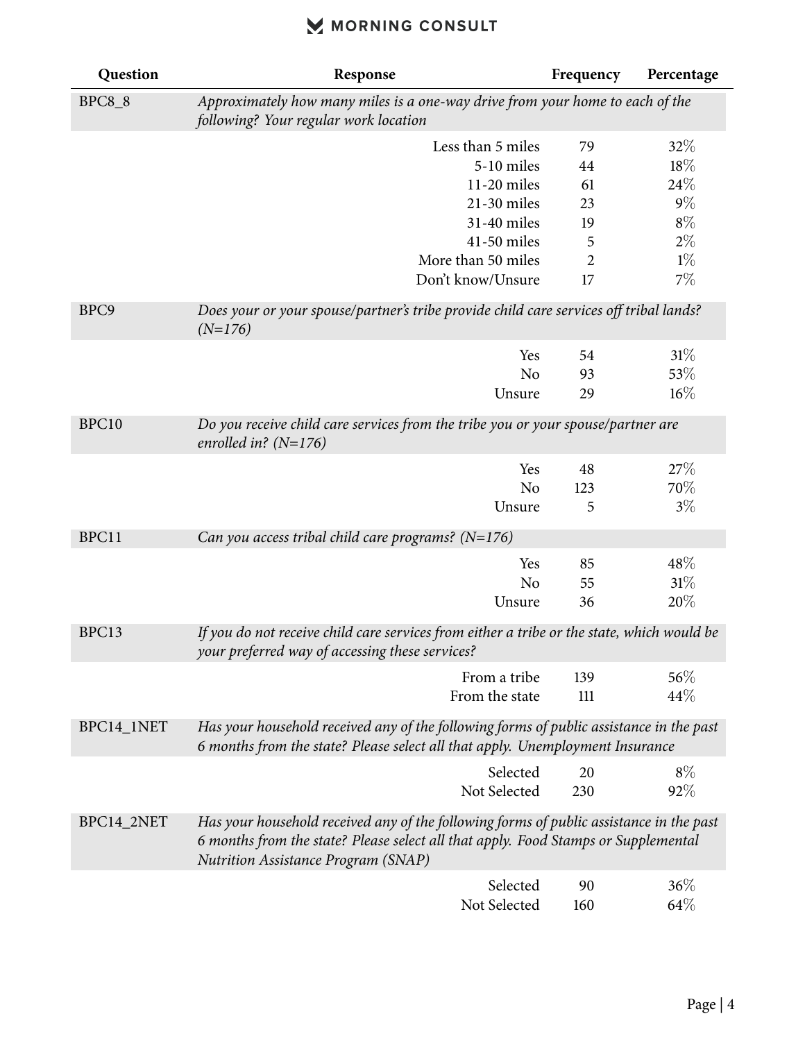| Question | Response | Frequency | Percentage |
|---|---|---|---|
| BPC8_8 | *Approximately how many miles is a one-way drive from your home to each of the following? Your regular work location* | | |
| | Less than 5 miles | 79 | 32% |
| | 5-10 miles | 44 | 18% |
| | 11-20 miles | 61 | 24% |
| | 21-30 miles | 23 | 9% |
| | 31-40 miles | 19 | 8% |
| | 41-50 miles | 5 | 2% |
| | More than 50 miles | 2 | 1% |
| | Don't know/Unsure | 17 | 7% |
| BPC9 | *Does your or your spouse/partner's tribe provide child care services off tribal lands? (N=176)* | | |
| | Yes | 54 | 31% |
| | No | 93 | 53% |
| | Unsure | 29 | 16% |
| BPC10 | *Do you receive child care services from the tribe you or your spouse/partner are enrolled in? (N=176)* | | |
| | Yes | 48 | 27% |
| | No | 123 | 70% |
| | Unsure | 5 | 3% |
| BPC11 | *Can you access tribal child care programs? (N=176)* | | |
| | Yes | 85 | 48% |
| | No | 55 | 31% |
| | Unsure | 36 | 20% |
| BPC13 | *If you do not receive child care services from either a tribe or the state, which would be your preferred way of accessing these services?* | | |
| | From a tribe | 139 | 56% |
| | From the state | 111 | 44% |
| BPC14_1NET | *Has your household received any of the following forms of public assistance in the past 6 months from the state? Please select all that apply. Unemployment Insurance* | | |
| | Selected | 20 | 8% |
| | Not Selected | 230 | 92% |
| BPC14_2NET | *Has your household received any of the following forms of public assistance in the past 6 months from the state? Please select all that apply. Food Stamps or Supplemental Nutrition Assistance Program (SNAP)* | | |
| | Selected | 90 | 36% |
| | Not Selected | 160 | 64% |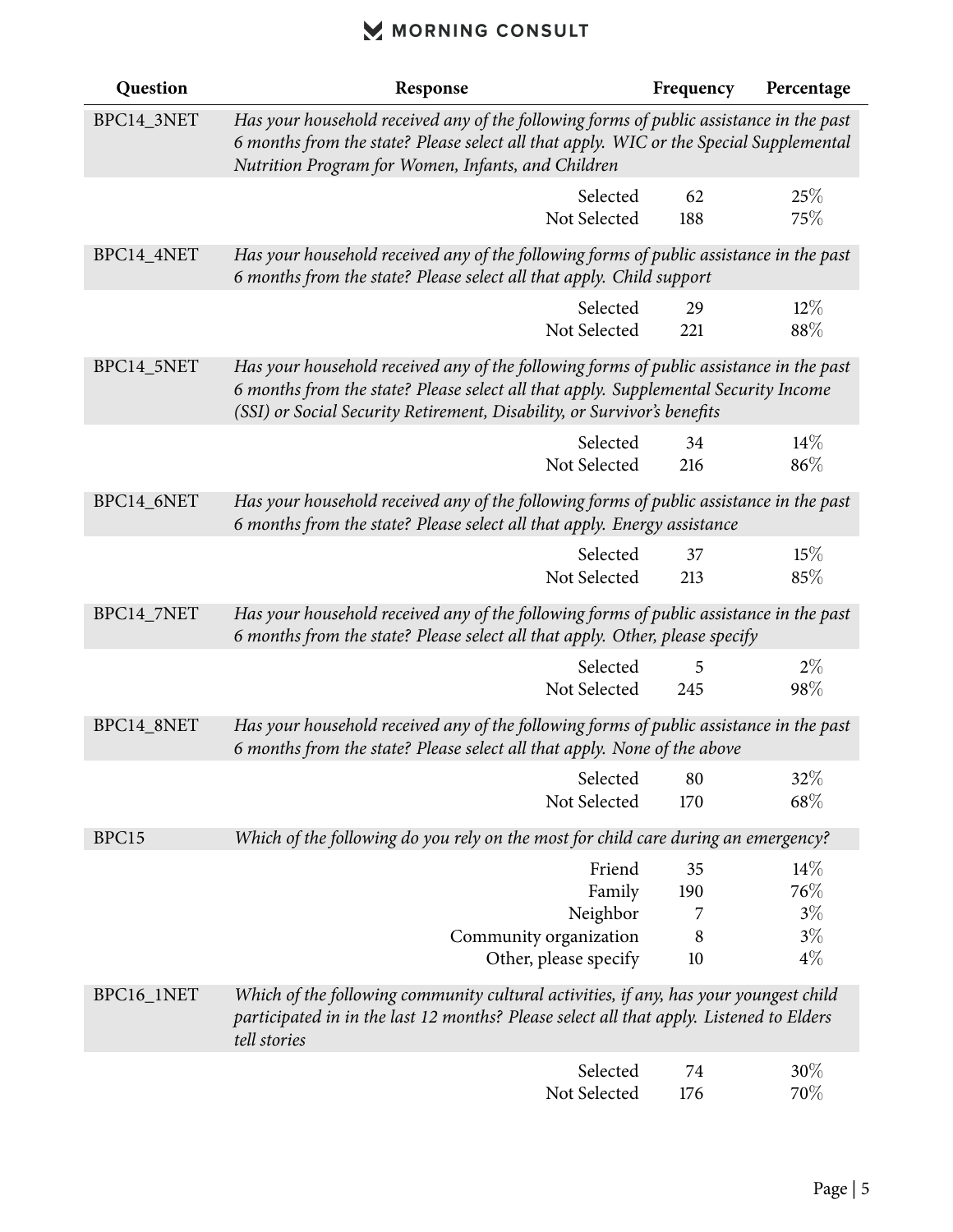| Question | Response | Frequency | Percentage |
|---|---|---|---|
| BPC14_3NET | *Has your household received any of the following forms of public assistance in the past 6 months from the state? Please select all that apply. WIC or the Special Supplemental Nutrition Program for Women, Infants, and Children* | | |
| | Selected | 62 | 25% |
| | Not Selected | 188 | 75% |
| BPC14_4NET | *Has your household received any of the following forms of public assistance in the past 6 months from the state? Please select all that apply. Child support* | | |
| | Selected | 29 | 12% |
| | Not Selected | 221 | 88% |
| BPC14_5NET | *Has your household received any of the following forms of public assistance in the past 6 months from the state? Please select all that apply. Supplemental Security Income (SSI) or Social Security Retirement, Disability, or Survivor's benefits* | | |
| | Selected | 34 | 14% |
| | Not Selected | 216 | 86% |
| BPC14_6NET | *Has your household received any of the following forms of public assistance in the past 6 months from the state? Please select all that apply. Energy assistance* | | |
| | Selected | 37 | 15% |
| | Not Selected | 213 | 85% |
| BPC14_7NET | *Has your household received any of the following forms of public assistance in the past 6 months from the state? Please select all that apply. Other, please specify* | | |
| | Selected | 5 | 2% |
| | Not Selected | 245 | 98% |
| BPC14_8NET | *Has your household received any of the following forms of public assistance in the past 6 months from the state? Please select all that apply. None of the above* | | |
| | Selected | 80 | 32% |
| | Not Selected | 170 | 68% |
| BPC15 | *Which of the following do you rely on the most for child care during an emergency?* | | |
| | Friend | 35 | 14% |
| | Family | 190 | 76% |
| | Neighbor | 7 | 3% |
| | Community organization | 8 | 3% |
| | Other, please specify | 10 | 4% |
| BPC16_1NET | *Which of the following community cultural activities, if any, has your youngest child participated in in the last 12 months? Please select all that apply. Listened to Elders tell stories* | | |
| | Selected | 74 | 30% |
| | Not Selected | 176 | 70% |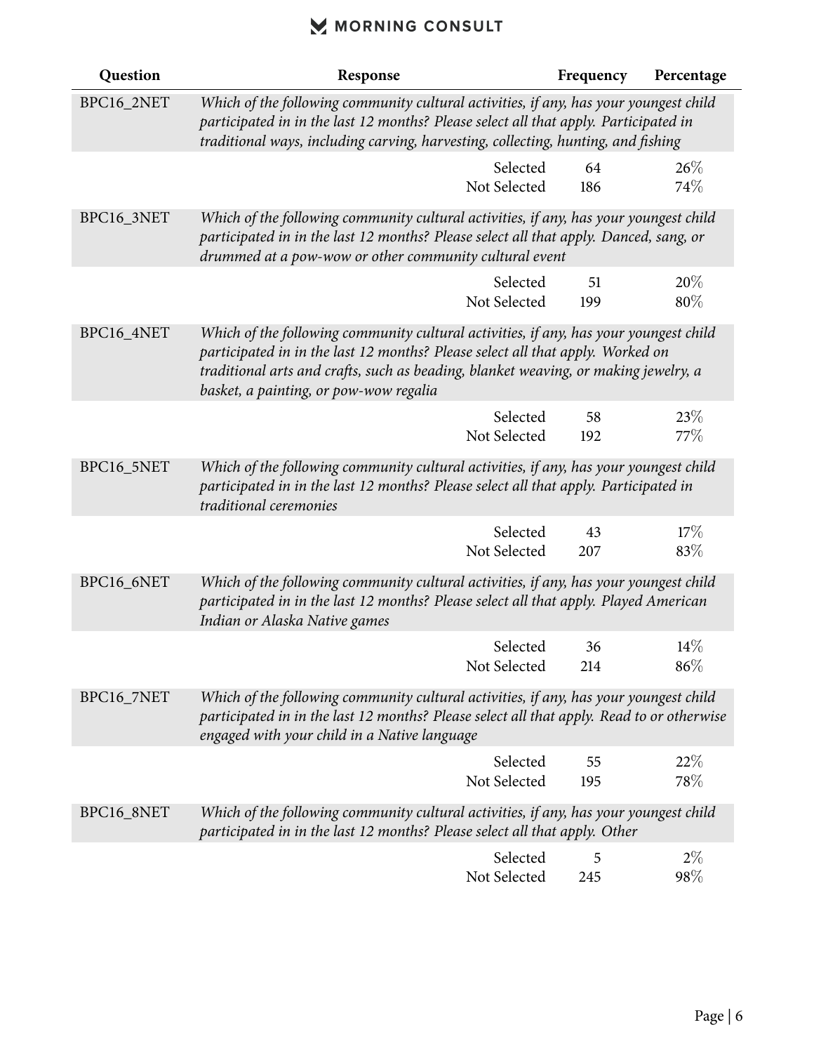| Question | Response | Frequency | Percentage |
|---|---|---|---|
| BPC16_2NET | *Which of the following community cultural activities, if any, has your youngest child participated in in the last 12 months? Please select all that apply. Participated in traditional ways, including carving, harvesting, collecting, hunting, and fishing* | | |
| | Selected | 64 | 26% |
| | Not Selected | 186 | 74% |
| BPC16_3NET | *Which of the following community cultural activities, if any, has your youngest child participated in in the last 12 months? Please select all that apply. Danced, sang, or drummed at a pow-wow or other community cultural event* | | |
| | Selected | 51 | 20% |
| | Not Selected | 199 | 80% |
| BPC16_4NET | *Which of the following community cultural activities, if any, has your youngest child participated in in the last 12 months? Please select all that apply. Worked on traditional arts and crafts, such as beading, blanket weaving, or making jewelry, a basket, a painting, or pow-wow regalia* | | |
| | Selected | 58 | 23% |
| | Not Selected | 192 | 77% |
| BPC16_5NET | *Which of the following community cultural activities, if any, has your youngest child participated in in the last 12 months? Please select all that apply. Participated in traditional ceremonies* | | |
| | Selected | 43 | 17% |
| | Not Selected | 207 | 83% |
| BPC16_6NET | *Which of the following community cultural activities, if any, has your youngest child participated in in the last 12 months? Please select all that apply. Played American Indian or Alaska Native games* | | |
| | Selected | 36 | 14% |
| | Not Selected | 214 | 86% |
| BPC16_7NET | *Which of the following community cultural activities, if any, has your youngest child participated in in the last 12 months? Please select all that apply. Read to or otherwise engaged with your child in a Native language* | | |
| | Selected | 55 | 22% |
| | Not Selected | 195 | 78% |
| BPC16_8NET | *Which of the following community cultural activities, if any, has your youngest child participated in in the last 12 months? Please select all that apply. Other* | | |
| | Selected | 5 | 2% |
| | Not Selected | 245 | 98% |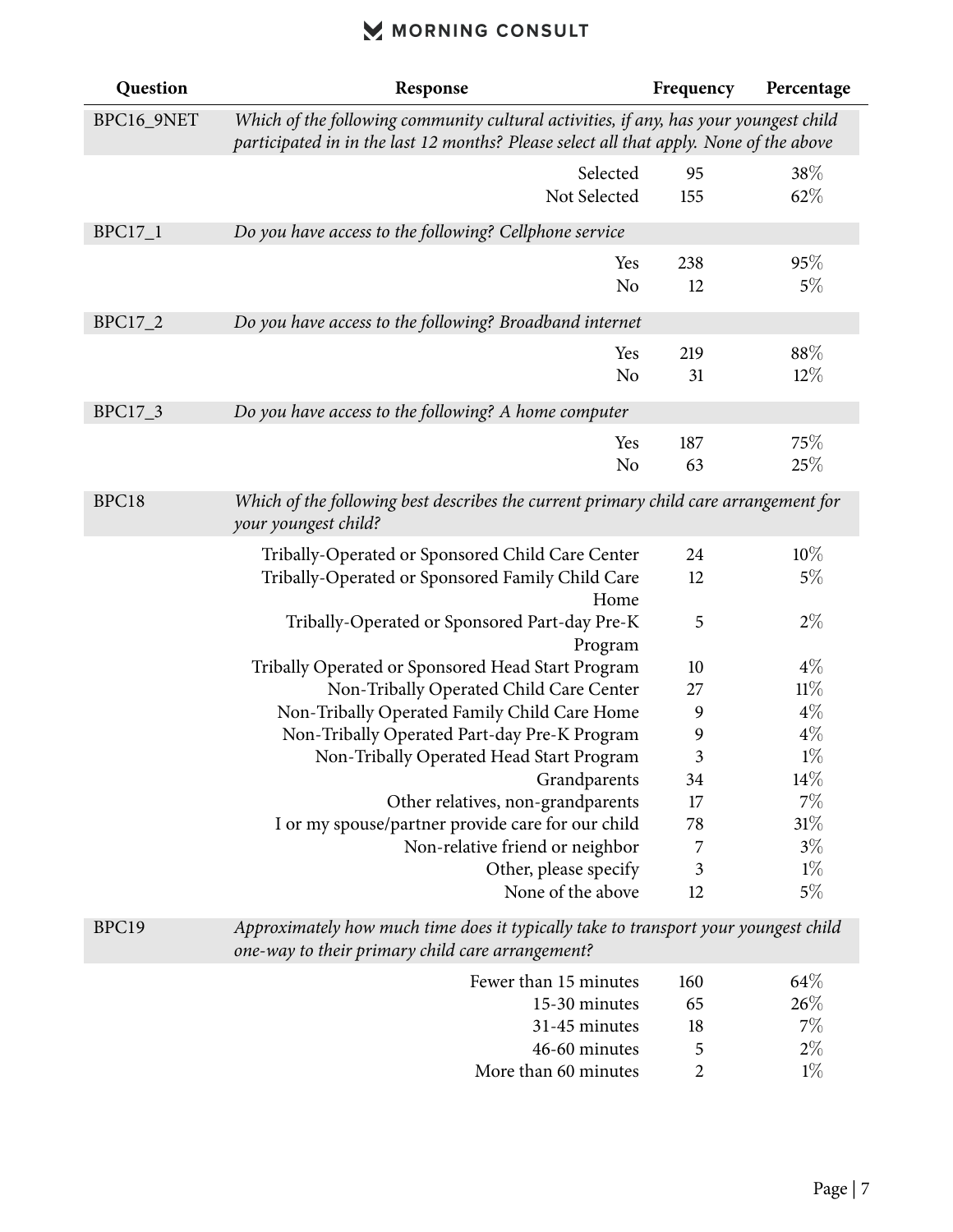| Question | Response | Frequency | Percentage |
|---|---|---|---|
| BPC16_9NET | *Which of the following community cultural activities, if any, has your youngest child participated in in the last 12 months? Please select all that apply. None of the above* | | |
| | Selected | 95 | 38% |
| | Not Selected | 155 | 62% |
| BPC17_1 | *Do you have access to the following? Cellphone service* | | |
| | Yes | 238 | 95% |
| | No | 12 | 5% |
| BPC17_2 | *Do you have access to the following? Broadband internet* | | |
| | Yes | 219 | 88% |
| | No | 31 | 12% |
| BPC17_3 | *Do you have access to the following? A home computer* | | |
| | Yes | 187 | 75% |
| | No | 63 | 25% |
| BPC18 | *Which of the following best describes the current primary child care arrangement for your youngest child?* | | |
| | Tribally-Operated or Sponsored Child Care Center | 24 | 10% |
| | Tribally-Operated or Sponsored Family Child Care Home | 12 | 5% |
| | Tribally-Operated or Sponsored Part-day Pre-K Program | 5 | 2% |
| | Tribally Operated or Sponsored Head Start Program | 10 | 4% |
| | Non-Tribally Operated Child Care Center | 27 | 11% |
| | Non-Tribally Operated Family Child Care Home | 9 | 4% |
| | Non-Tribally Operated Part-day Pre-K Program | 9 | 4% |
| | Non-Tribally Operated Head Start Program | 3 | 1% |
| | Grandparents | 34 | 14% |
| | Other relatives, non-grandparents | 17 | 7% |
| | I or my spouse/partner provide care for our child | 78 | 31% |
| | Non-relative friend or neighbor | 7 | 3% |
| | Other, please specify | 3 | 1% |
| | None of the above | 12 | 5% |
| BPC19 | *Approximately how much time does it typically take to transport your youngest child one-way to their primary child care arrangement?* | | |
| | Fewer than 15 minutes | 160 | 64% |
| | 15-30 minutes | 65 | 26% |
| | 31-45 minutes | 18 | 7% |
| | 46-60 minutes | 5 | 2% |
| | More than 60 minutes | 2 | 1% |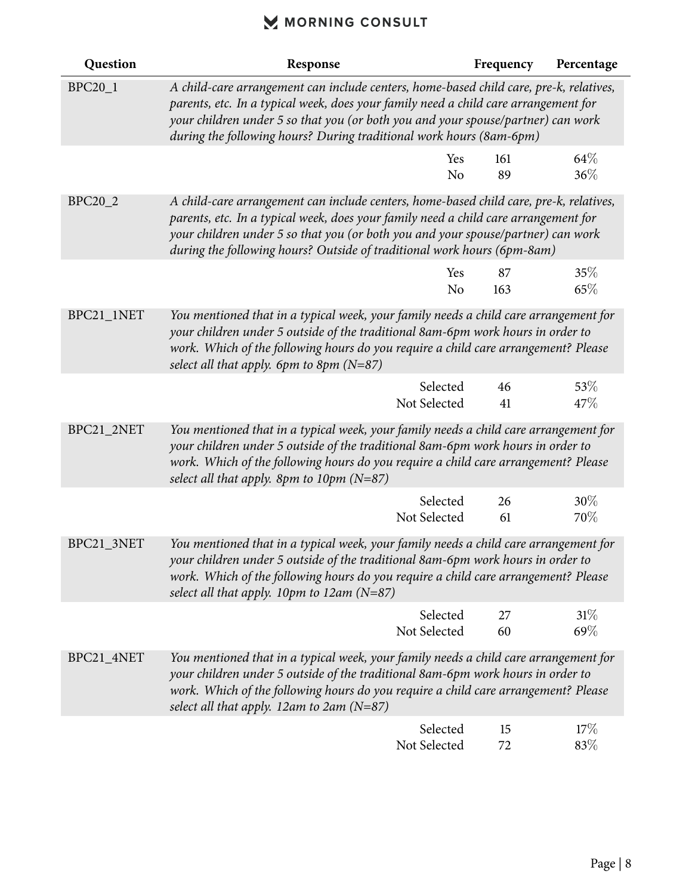| Question | Response | | Frequency | Percentage |
|---|---|---|---|---|
| BPC20_1 | *A child-care arrangement can include centers, home-based child care, pre-k, relatives, parents, etc. In a typical week, does your family need a child care arrangement for your children under 5 so that you (or both you and your spouse/partner) can work during the following hours? During traditional work hours (8am-6pm)* | | | |
| | | Yes | 161 | 64% |
| | | No | 89 | 36% |
| BPC20_2 | *A child-care arrangement can include centers, home-based child care, pre-k, relatives, parents, etc. In a typical week, does your family need a child care arrangement for your children under 5 so that you (or both you and your spouse/partner) can work during the following hours? Outside of traditional work hours (6pm-8am)* | | | |
| | | Yes | 87 | 35% |
| | | No | 163 | 65% |
| BPC21_1NET | *You mentioned that in a typical week, your family needs a child care arrangement for your children under 5 outside of the traditional 8am-6pm work hours in order to work. Which of the following hours do you require a child care arrangement? Please select all that apply. 6pm to 8pm (N=87)* | | | |
| | | Selected | 46 | 53% |
| | | Not Selected | 41 | 47% |
| BPC21_2NET | *You mentioned that in a typical week, your family needs a child care arrangement for your children under 5 outside of the traditional 8am-6pm work hours in order to work. Which of the following hours do you require a child care arrangement? Please select all that apply. 8pm to 10pm (N=87)* | | | |
| | | Selected | 26 | 30% |
| | | Not Selected | 61 | 70% |
| BPC21_3NET | *You mentioned that in a typical week, your family needs a child care arrangement for your children under 5 outside of the traditional 8am-6pm work hours in order to work. Which of the following hours do you require a child care arrangement? Please select all that apply. 10pm to 12am (N=87)* | | | |
| | | Selected | 27 | 31% |
| | | Not Selected | 60 | 69% |
| BPC21_4NET | *You mentioned that in a typical week, your family needs a child care arrangement for your children under 5 outside of the traditional 8am-6pm work hours in order to work. Which of the following hours do you require a child care arrangement? Please select all that apply. 12am to 2am (N=87)* | | | |
| | | Selected | 15 | 17% |
| | | Not Selected | 72 | 83% |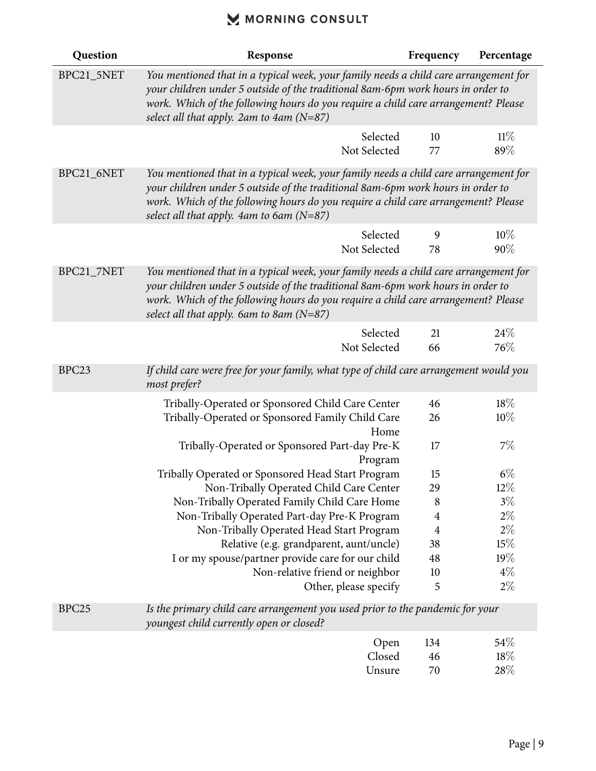| Question | Response | Frequency | Percentage |
|---|---|---|---|
| BPC21_5NET | *You mentioned that in a typical week, your family needs a child care arrangement for your children under 5 outside of the traditional 8am-6pm work hours in order to work. Which of the following hours do you require a child care arrangement? Please select all that apply. 2am to 4am (N=87)* | | |
| | Selected | 10 | 11% |
| | Not Selected | 77 | 89% |
| BPC21_6NET | *You mentioned that in a typical week, your family needs a child care arrangement for your children under 5 outside of the traditional 8am-6pm work hours in order to work. Which of the following hours do you require a child care arrangement? Please select all that apply. 4am to 6am (N=87)* | | |
| | Selected | 9 | 10% |
| | Not Selected | 78 | 90% |
| BPC21_7NET | *You mentioned that in a typical week, your family needs a child care arrangement for your children under 5 outside of the traditional 8am-6pm work hours in order to work. Which of the following hours do you require a child care arrangement? Please select all that apply. 6am to 8am (N=87)* | | |
| | Selected | 21 | 24% |
| | Not Selected | 66 | 76% |
| BPC23 | *If child care were free for your family, what type of child care arrangement would you most prefer?* | | |
| | Tribally-Operated or Sponsored Child Care Center | 46 | 18% |
| | Tribally-Operated or Sponsored Family Child Care Home | 26 | 10% |
| | Tribally-Operated or Sponsored Part-day Pre-K Program | 17 | 7% |
| | Tribally Operated or Sponsored Head Start Program | 15 | 6% |
| | Non-Tribally Operated Child Care Center | 29 | 12% |
| | Non-Tribally Operated Family Child Care Home | 8 | 3% |
| | Non-Tribally Operated Part-day Pre-K Program | 4 | 2% |
| | Non-Tribally Operated Head Start Program | 4 | 2% |
| | Relative (e.g. grandparent, aunt/uncle) | 38 | 15% |
| | I or my spouse/partner provide care for our child | 48 | 19% |
| | Non-relative friend or neighbor | 10 | 4% |
| | Other, please specify | 5 | 2% |
| BPC25 | *Is the primary child care arrangement you used prior to the pandemic for your youngest child currently open or closed?* | | |
| | Open | 134 | 54% |
| | Closed | 46 | 18% |
| | Unsure | 70 | 28% |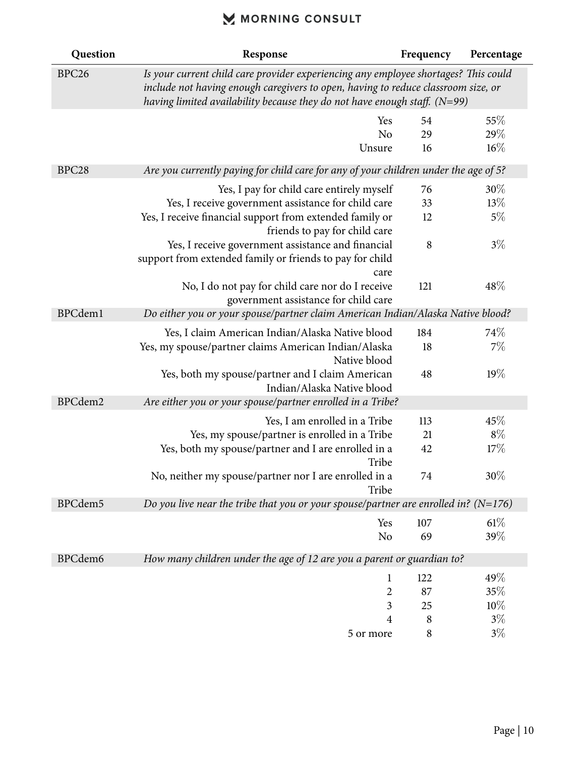| Question | Response | Frequency | Percentage |
|---|---|---|---|
| BPC26 | *Is your current child care provider experiencing any employee shortages? This could include not having enough caregivers to open, having to reduce classroom size, or having limited availability because they do not have enough staff. (N=99)* | | |
| | Yes | 54 | 55% |
| | No | 29 | 29% |
| | Unsure | 16 | 16% |
| BPC28 | *Are you currently paying for child care for any of your children under the age of 5?* | | |
| | Yes, I pay for child care entirely myself | 76 | 30% |
| | Yes, I receive government assistance for child care | 33 | 13% |
| | Yes, I receive financial support from extended family or friends to pay for child care | 12 | 5% |
| | Yes, I receive government assistance and financial support from extended family or friends to pay for child care | 8 | 3% |
| | No, I do not pay for child care nor do I receive government assistance for child care | 121 | 48% |
| BPCdem1 | *Do either you or your spouse/partner claim American Indian/Alaska Native blood?* | | |
| | Yes, I claim American Indian/Alaska Native blood | 184 | 74% |
| | Yes, my spouse/partner claims American Indian/Alaska Native blood | 18 | 7% |
| | Yes, both my spouse/partner and I claim American Indian/Alaska Native blood | 48 | 19% |
| BPCdem2 | *Are either you or your spouse/partner enrolled in a Tribe?* | | |
| | Yes, I am enrolled in a Tribe | 113 | 45% |
| | Yes, my spouse/partner is enrolled in a Tribe | 21 | 8% |
| | Yes, both my spouse/partner and I are enrolled in a Tribe | 42 | 17% |
| | No, neither my spouse/partner nor I are enrolled in a Tribe | 74 | 30% |
| BPCdem5 | *Do you live near the tribe that you or your spouse/partner are enrolled in? (N=176)* | | |
| | Yes | 107 | 61% |
| | No | 69 | 39% |
| BPCdem6 | *How many children under the age of 12 are you a parent or guardian to?* | | |
| | 1 | 122 | 49% |
| | 2 | 87 | 35% |
| | 3 | 25 | 10% |
| | 4 | 8 | 3% |
| | 5 or more | 8 | 3% |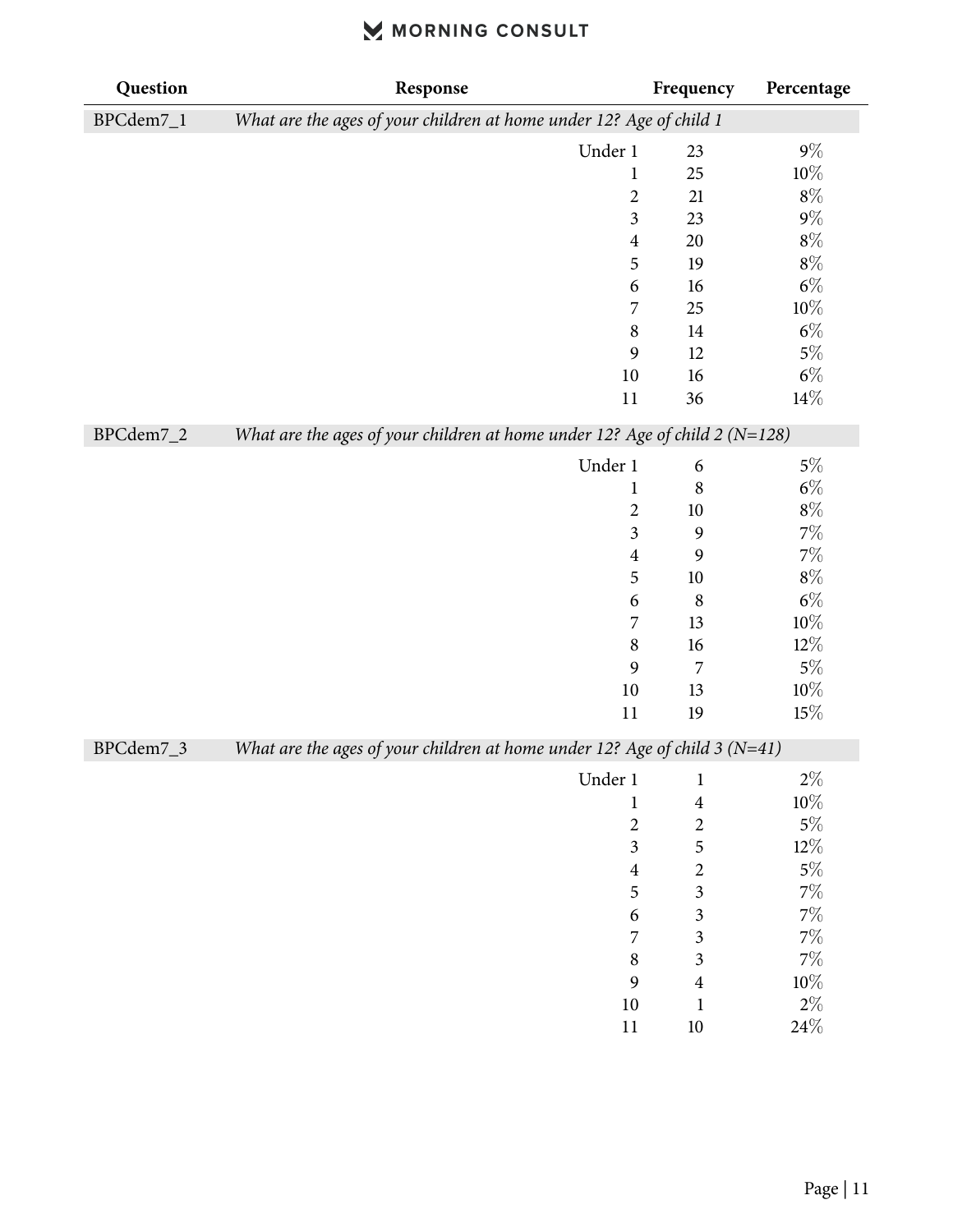| Question | Response | Frequency | Percentage |
|---|---|---|---|
| BPCdem7_1 | *What are the ages of your children at home under 12? Age of child 1* | | |
| | Under 1 | 23 | 9% |
| | 1 | 25 | 10% |
| | 2 | 21 | 8% |
| | 3 | 23 | 9% |
| | 4 | 20 | 8% |
| | 5 | 19 | 8% |
| | 6 | 16 | 6% |
| | 7 | 25 | 10% |
| | 8 | 14 | 6% |
| | 9 | 12 | 5% |
| | 10 | 16 | 6% |
| | 11 | 36 | 14% |
| BPCdem7_2 | *What are the ages of your children at home under 12? Age of child 2 (N=128)* | | |
| | Under 1 | 6 | 5% |
| | 1 | 8 | 6% |
| | 2 | 10 | 8% |
| | 3 | 9 | 7% |
| | 4 | 9 | 7% |
| | 5 | 10 | 8% |
| | 6 | 8 | 6% |
| | 7 | 13 | 10% |
| | 8 | 16 | 12% |
| | 9 | 7 | 5% |
| | 10 | 13 | 10% |
| | 11 | 19 | 15% |
| BPCdem7_3 | *What are the ages of your children at home under 12? Age of child 3 (N=41)* | | |
| | Under 1 | 1 | 2% |
| | 1 | 4 | 10% |
| | 2 | 2 | 5% |
| | 3 | 5 | 12% |
| | 4 | 2 | 5% |
| | 5 | 3 | 7% |
| | 6 | 3 | 7% |
| | 7 | 3 | 7% |
| | 8 | 3 | 7% |
| | 9 | 4 | 10% |
| | 10 | 1 | 2% |
| | 11 | 10 | 24% |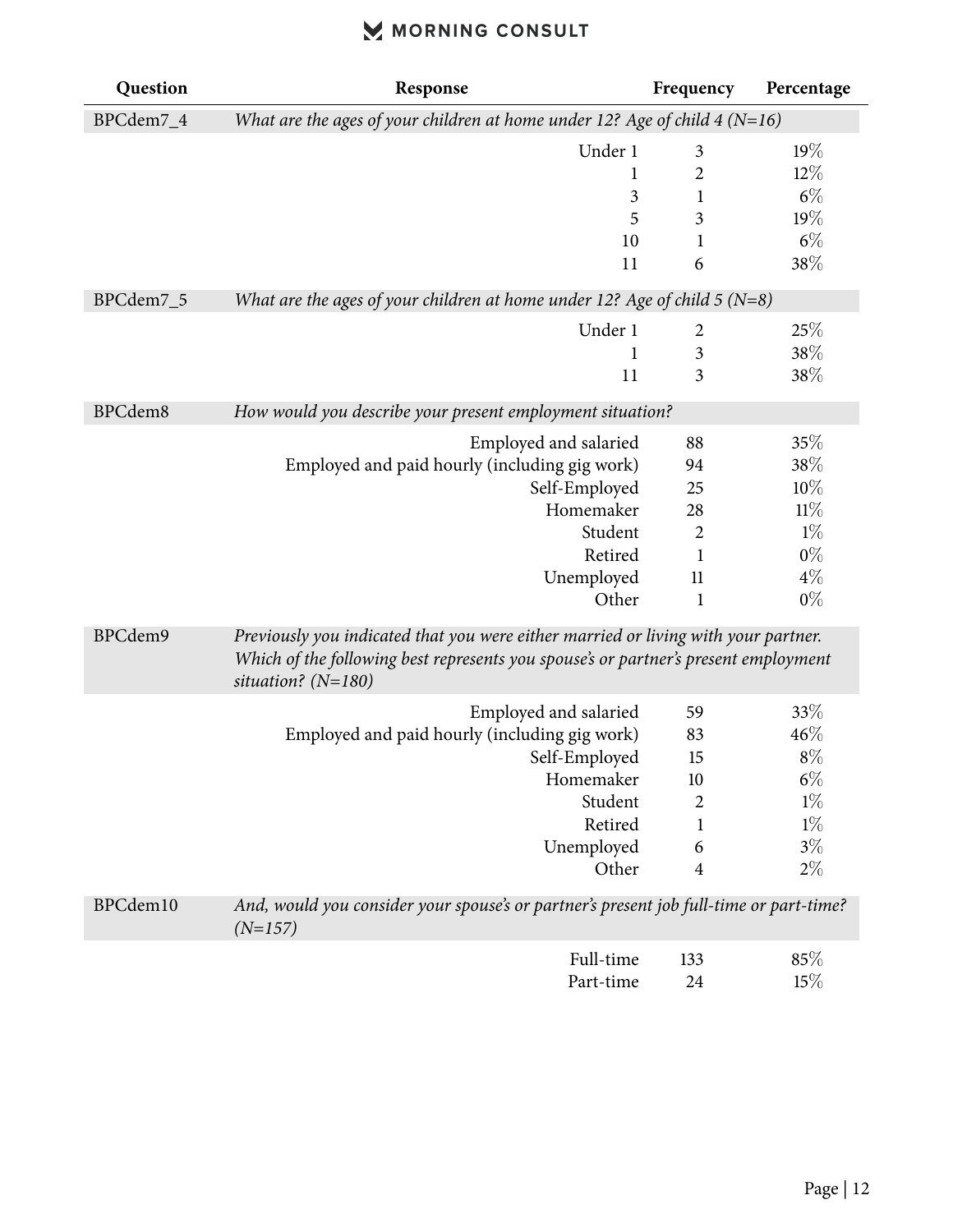| Question | Response | Frequency | Percentage |
|---|---|---|---|
| BPCdem7_4 | *What are the ages of your children at home under 12? Age of child 4 (N=16)* | | |
| | Under 1 | 3 | 19% |
| | 1 | 2 | 12% |
| | 3 | 1 | 6% |
| | 5 | 3 | 19% |
| | 10 | 1 | 6% |
| | 11 | 6 | 38% |
| BPCdem7_5 | *What are the ages of your children at home under 12? Age of child 5 (N=8)* | | |
| | Under 1 | 2 | 25% |
| | 1 | 3 | 38% |
| | 11 | 3 | 38% |
| BPCdem8 | *How would you describe your present employment situation?* | | |
| | Employed and salaried | 88 | 35% |
| | Employed and paid hourly (including gig work) | 94 | 38% |
| | Self-Employed | 25 | 10% |
| | Homemaker | 28 | 11% |
| | Student | 2 | 1% |
| | Retired | 1 | 0% |
| | Unemployed | 11 | 4% |
| | Other | 1 | 0% |
| BPCdem9 | *Previously you indicated that you were either married or living with your partner. Which of the following best represents you spouse's or partner's present employment situation? (N=180)* | | |
| | Employed and salaried | 59 | 33% |
| | Employed and paid hourly (including gig work) | 83 | 46% |
| | Self-Employed | 15 | 8% |
| | Homemaker | 10 | 6% |
| | Student | 2 | 1% |
| | Retired | 1 | 1% |
| | Unemployed | 6 | 3% |
| | Other | 4 | 2% |
| BPCdem10 | *And, would you consider your spouse's or partner's present job full-time or part-time? (N=157)* | | |
| | Full-time | 133 | 85% |
| | Part-time | 24 | 15% |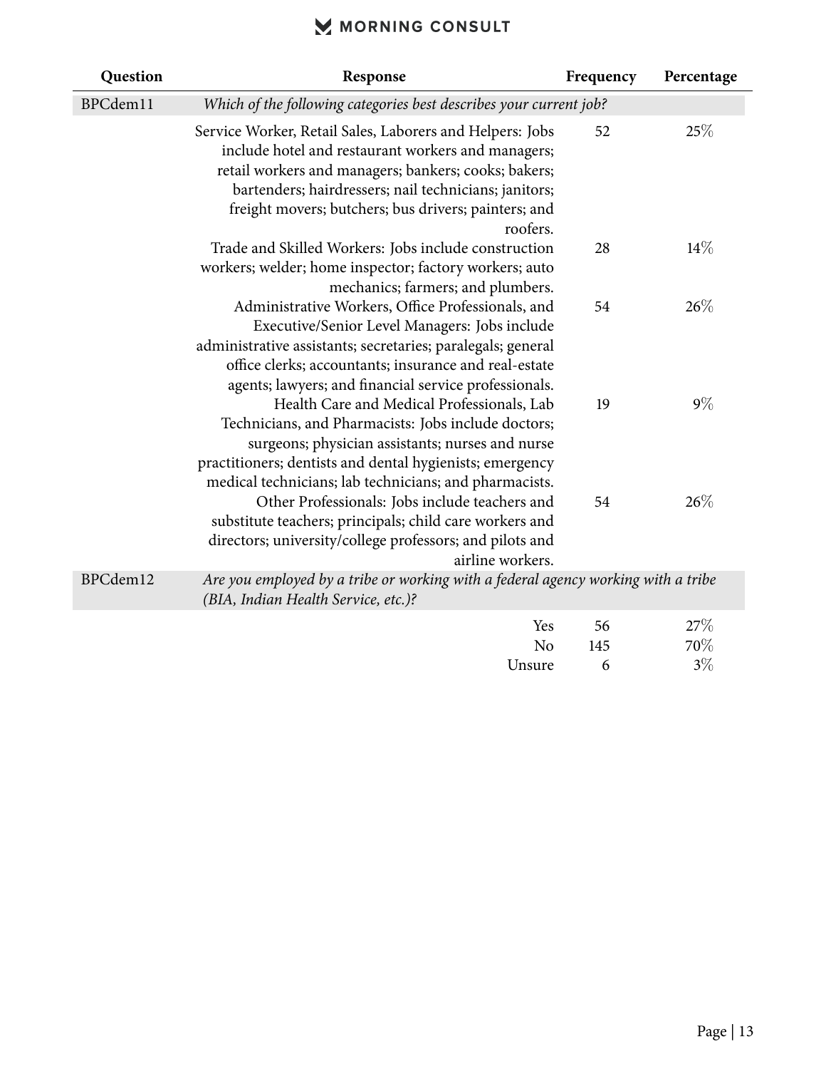| Question | Response | Frequency | Percentage |
|---|---|---|---|
| BPCdem11 | *Which of the following categories best describes your current job?* | | |
| | Service Worker, Retail Sales, Laborers and Helpers: Jobs include hotel and restaurant workers and managers; retail workers and managers; bankers; cooks; bakers; bartenders; hairdressers; nail technicians; janitors; freight movers; butchers; bus drivers; painters; and roofers. | 52 | 25% |
| | Trade and Skilled Workers: Jobs include construction workers; welder; home inspector; factory workers; auto mechanics; farmers; and plumbers. | 28 | 14% |
| | Administrative Workers, Office Professionals, and Executive/Senior Level Managers: Jobs include administrative assistants; secretaries; paralegals; general office clerks; accountants; insurance and real-estate agents; lawyers; and financial service professionals. | 54 | 26% |
| | Health Care and Medical Professionals, Lab Technicians, and Pharmacists: Jobs include doctors; surgeons; physician assistants; nurses and nurse practitioners; dentists and dental hygienists; emergency medical technicians; lab technicians; and pharmacists. | 19 | 9% |
| | Other Professionals: Jobs include teachers and substitute teachers; principals; child care workers and directors; university/college professors; and pilots and airline workers. | 54 | 26% |
| BPCdem12 | *Are you employed by a tribe or working with a federal agency working with a tribe (BIA, Indian Health Service, etc.)?* | | |
| | Yes | 56 | 27% |
| | No | 145 | 70% |
| | Unsure | 6 | 3% |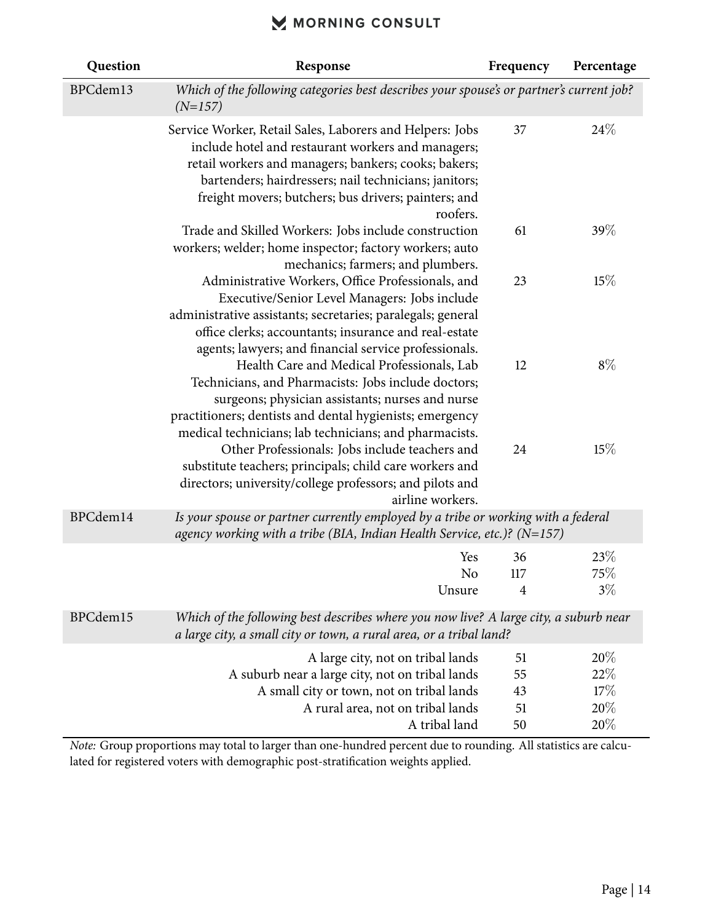| Question | Response | Frequency | Percentage |
|---|---|---|---|
| BPCdem13 | *Which of the following categories best describes your spouse's or partner's current job? (N=157)* | | |
| | Service Worker, Retail Sales, Laborers and Helpers: Jobs include hotel and restaurant workers and managers; retail workers and managers; bankers; cooks; bakers; bartenders; hairdressers; nail technicians; janitors; freight movers; butchers; bus drivers; painters; and roofers. | 37 | 24% |
| | Trade and Skilled Workers: Jobs include construction workers; welder; home inspector; factory workers; auto mechanics; farmers; and plumbers. | 61 | 39% |
| | Administrative Workers, Office Professionals, and Executive/Senior Level Managers: Jobs include administrative assistants; secretaries; paralegals; general office clerks; accountants; insurance and real-estate agents; lawyers; and financial service professionals. | 23 | 15% |
| | Health Care and Medical Professionals, Lab Technicians, and Pharmacists: Jobs include doctors; surgeons; physician assistants; nurses and nurse practitioners; dentists and dental hygienists; emergency medical technicians; lab technicians; and pharmacists. | 12 | 8% |
| | Other Professionals: Jobs include teachers and substitute teachers; principals; child care workers and directors; university/college professors; and pilots and airline workers. | 24 | 15% |
| BPCdem14 | *Is your spouse or partner currently employed by a tribe or working with a federal agency working with a tribe (BIA, Indian Health Service, etc.)? (N=157)* | | |
| | Yes | 36 | 23% |
| | No | 117 | 75% |
| | Unsure | 4 | 3% |
| BPCdem15 | *Which of the following best describes where you now live? A large city, a suburb near a large city, a small city or town, a rural area, or a tribal land?* | | |
| | A large city, not on tribal lands | 51 | 20% |
| | A suburb near a large city, not on tribal lands | 55 | 22% |
| | A small city or town, not on tribal lands | 43 | 17% |
| | A rural area, not on tribal lands | 51 | 20% |
| | A tribal land | 50 | 20% |

*Note:* Group proportions may total to larger than one-hundred percent due to rounding. All statistics are calculated for registered voters with demographic post-stratification weights applied.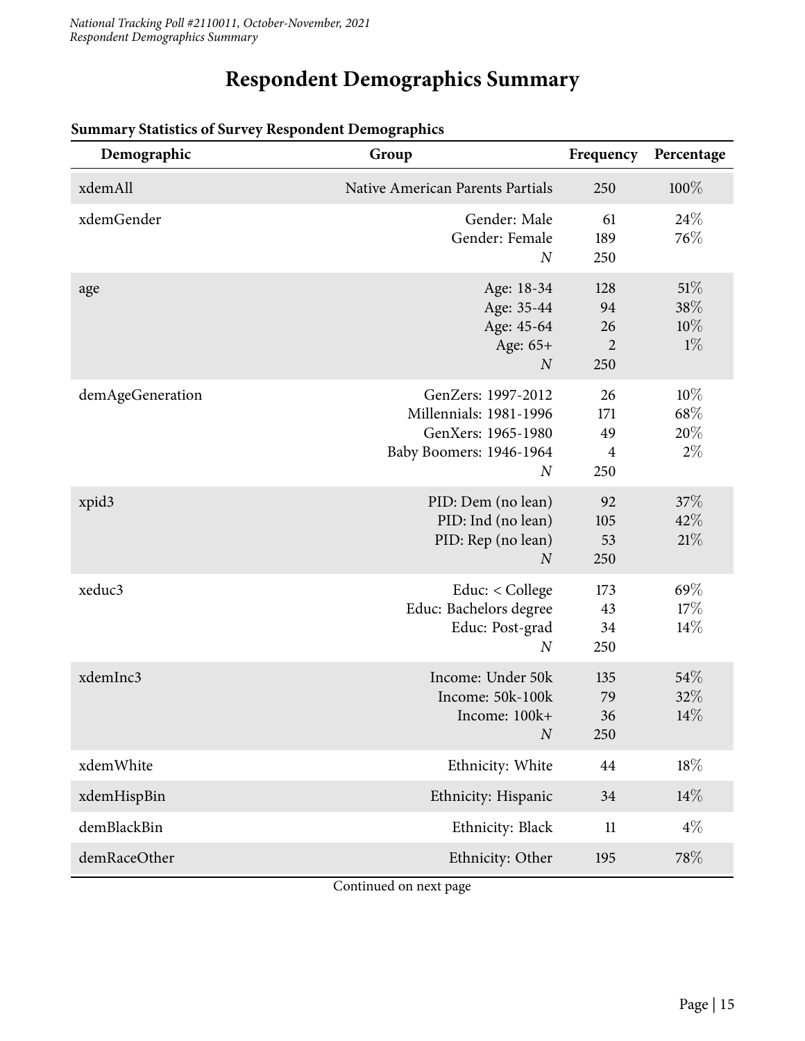# Respondent Demographics Summary

**Summary Statistics of Survey Respondent Demographics**

| Demographic | Group | Frequency | Percentage |
|---|---|---|---|
| xdemAll | Native American Parents Partials | 250 | 100% |
| xdemGender | Gender: Male | 61 | 24% |
| | Gender: Female | 189 | 76% |
| | *N* | 250 | |
| age | Age: 18-34 | 128 | 51% |
| | Age: 35-44 | 94 | 38% |
| | Age: 45-64 | 26 | 10% |
| | Age: 65+ | 2 | 1% |
| | *N* | 250 | |
| demAgeGeneration | GenZers: 1997-2012 | 26 | 10% |
| | Millennials: 1981-1996 | 171 | 68% |
| | GenXers: 1965-1980 | 49 | 20% |
| | Baby Boomers: 1946-1964 | 4 | 2% |
| | *N* | 250 | |
| xpid3 | PID: Dem (no lean) | 92 | 37% |
| | PID: Ind (no lean) | 105 | 42% |
| | PID: Rep (no lean) | 53 | 21% |
| | *N* | 250 | |
| xeduc3 | Educ: < College | 173 | 69% |
| | Educ: Bachelors degree | 43 | 17% |
| | Educ: Post-grad | 34 | 14% |
| | *N* | 250 | |
| xdemInc3 | Income: Under 50k | 135 | 54% |
| | Income: 50k-100k | 79 | 32% |
| | Income: 100k+ | 36 | 14% |
| | *N* | 250 | |
| xdemWhite | Ethnicity: White | 44 | 18% |
| xdemHispBin | Ethnicity: Hispanic | 34 | 14% |
| demBlackBin | Ethnicity: Black | 11 | 4% |
| demRaceOther | Ethnicity: Other | 195 | 78% |

Continued on next page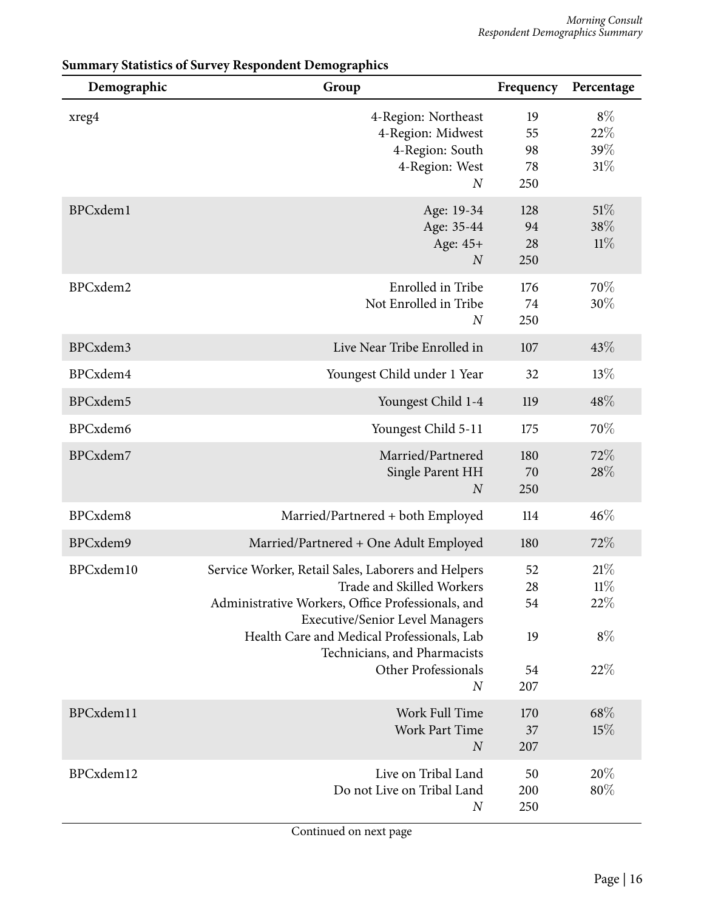**Summary Statistics of Survey Respondent Demographics**

| Demographic | Group | Frequency | Percentage |
|---|---|---|---|
| xreg4 | 4-Region: Northeast | 19 | 8% |
| | 4-Region: Midwest | 55 | 22% |
| | 4-Region: South | 98 | 39% |
| | 4-Region: West | 78 | 31% |
| | *N* | 250 | |
| BPCxdem1 | Age: 19-34 | 128 | 51% |
| | Age: 35-44 | 94 | 38% |
| | Age: 45+ | 28 | 11% |
| | *N* | 250 | |
| BPCxdem2 | Enrolled in Tribe | 176 | 70% |
| | Not Enrolled in Tribe | 74 | 30% |
| | *N* | 250 | |
| BPCxdem3 | Live Near Tribe Enrolled in | 107 | 43% |
| BPCxdem4 | Youngest Child under 1 Year | 32 | 13% |
| BPCxdem5 | Youngest Child 1-4 | 119 | 48% |
| BPCxdem6 | Youngest Child 5-11 | 175 | 70% |
| BPCxdem7 | Married/Partnered | 180 | 72% |
| | Single Parent HH | 70 | 28% |
| | *N* | 250 | |
| BPCxdem8 | Married/Partnered + both Employed | 114 | 46% |
| BPCxdem9 | Married/Partnered + One Adult Employed | 180 | 72% |
| BPCxdem10 | Service Worker, Retail Sales, Laborers and Helpers | 52 | 21% |
| | Trade and Skilled Workers | 28 | 11% |
| | Administrative Workers, Office Professionals, and Executive/Senior Level Managers | 54 | 22% |
| | Health Care and Medical Professionals, Lab Technicians, and Pharmacists | 19 | 8% |
| | Other Professionals | 54 | 22% |
| | *N* | 207 | |
| BPCxdem11 | Work Full Time | 170 | 68% |
| | Work Part Time | 37 | 15% |
| | *N* | 207 | |
| BPCxdem12 | Live on Tribal Land | 50 | 20% |
| | Do not Live on Tribal Land | 200 | 80% |
| | *N* | 250 | |

Continued on next page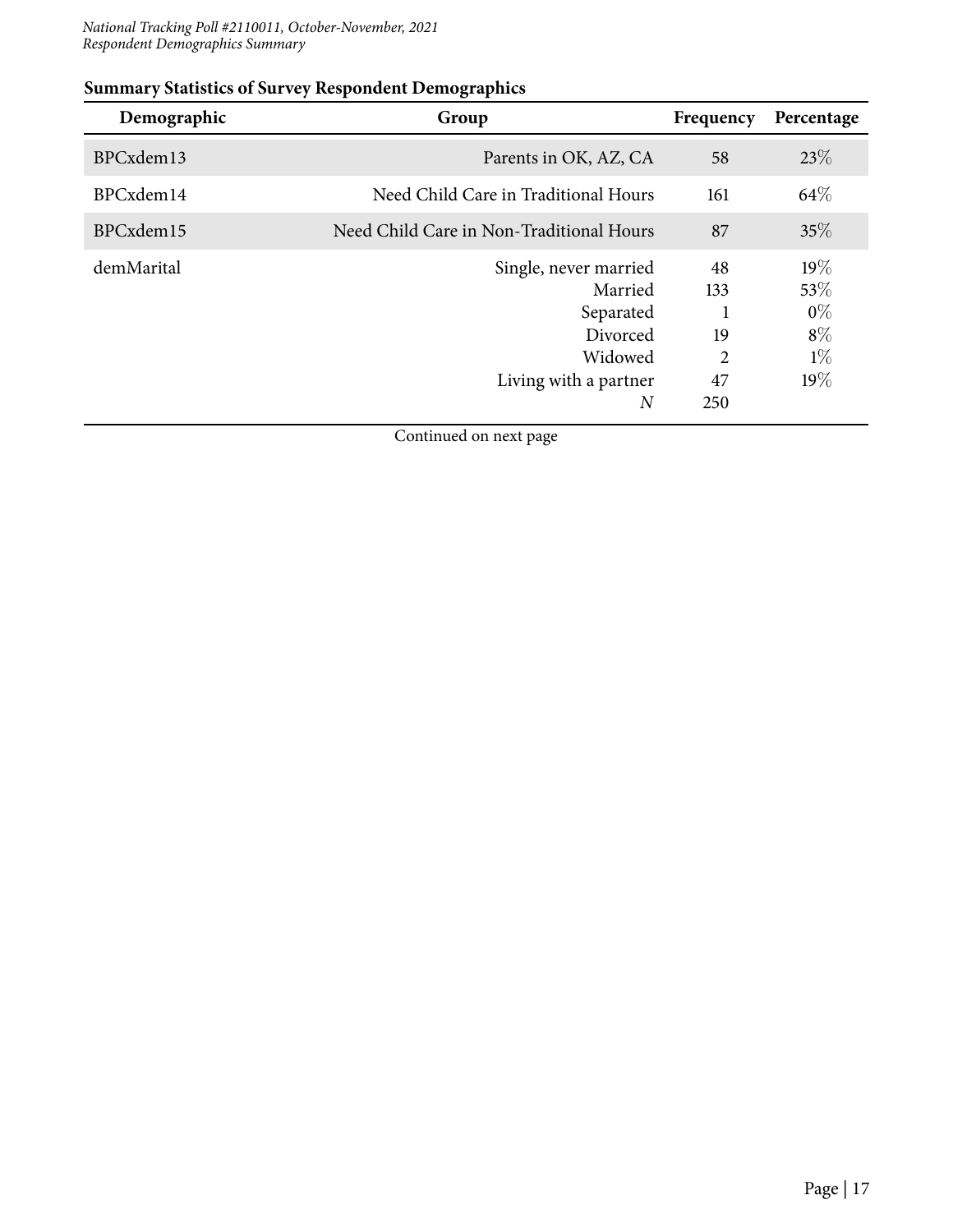**Summary Statistics of Survey Respondent Demographics**

| Demographic | Group | Frequency | Percentage |
|---|---|---|---|
| BPCxdem13 | Parents in OK, AZ, CA | 58 | 23% |
| BPCxdem14 | Need Child Care in Traditional Hours | 161 | 64% |
| BPCxdem15 | Need Child Care in Non-Traditional Hours | 87 | 35% |
| demMarital | Single, never married | 48 | 19% |
| | Married | 133 | 53% |
| | Separated | 1 | 0% |
| | Divorced | 19 | 8% |
| | Widowed | 2 | 1% |
| | Living with a partner | 47 | 19% |
| | *N* | 250 | |

Continued on next page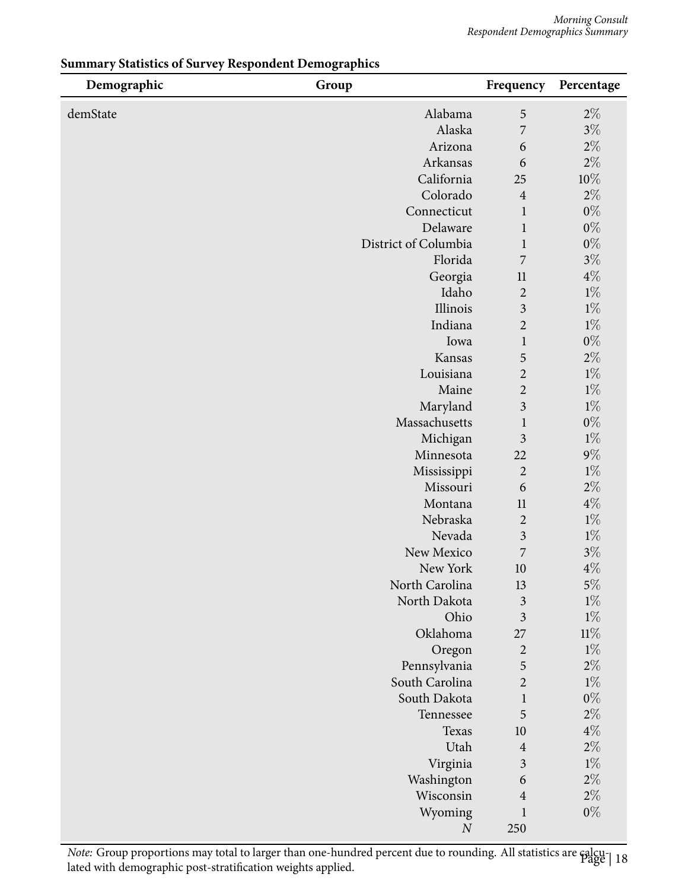**Summary Statistics of Survey Respondent Demographics**

| Demographic | Group | Frequency | Percentage |
|---|---|---|---|
| demState | Alabama | 5 | 2% |
| | Alaska | 7 | 3% |
| | Arizona | 6 | 2% |
| | Arkansas | 6 | 2% |
| | California | 25 | 10% |
| | Colorado | 4 | 2% |
| | Connecticut | 1 | 0% |
| | Delaware | 1 | 0% |
| | District of Columbia | 1 | 0% |
| | Florida | 7 | 3% |
| | Georgia | 11 | 4% |
| | Idaho | 2 | 1% |
| | Illinois | 3 | 1% |
| | Indiana | 2 | 1% |
| | Iowa | 1 | 0% |
| | Kansas | 5 | 2% |
| | Louisiana | 2 | 1% |
| | Maine | 2 | 1% |
| | Maryland | 3 | 1% |
| | Massachusetts | 1 | 0% |
| | Michigan | 3 | 1% |
| | Minnesota | 22 | 9% |
| | Mississippi | 2 | 1% |
| | Missouri | 6 | 2% |
| | Montana | 11 | 4% |
| | Nebraska | 2 | 1% |
| | Nevada | 3 | 1% |
| | New Mexico | 7 | 3% |
| | New York | 10 | 4% |
| | North Carolina | 13 | 5% |
| | North Dakota | 3 | 1% |
| | Ohio | 3 | 1% |
| | Oklahoma | 27 | 11% |
| | Oregon | 2 | 1% |
| | Pennsylvania | 5 | 2% |
| | South Carolina | 2 | 1% |
| | South Dakota | 1 | 0% |
| | Tennessee | 5 | 2% |
| | Texas | 10 | 4% |
| | Utah | 4 | 2% |
| | Virginia | 3 | 1% |
| | Washington | 6 | 2% |
| | Wisconsin | 4 | 2% |
| | Wyoming | 1 | 0% |
| | *N* | 250 | |

*Note:* Group proportions may total to larger than one-hundred percent due to rounding. All statistics are calculated with demographic post-stratification weights applied.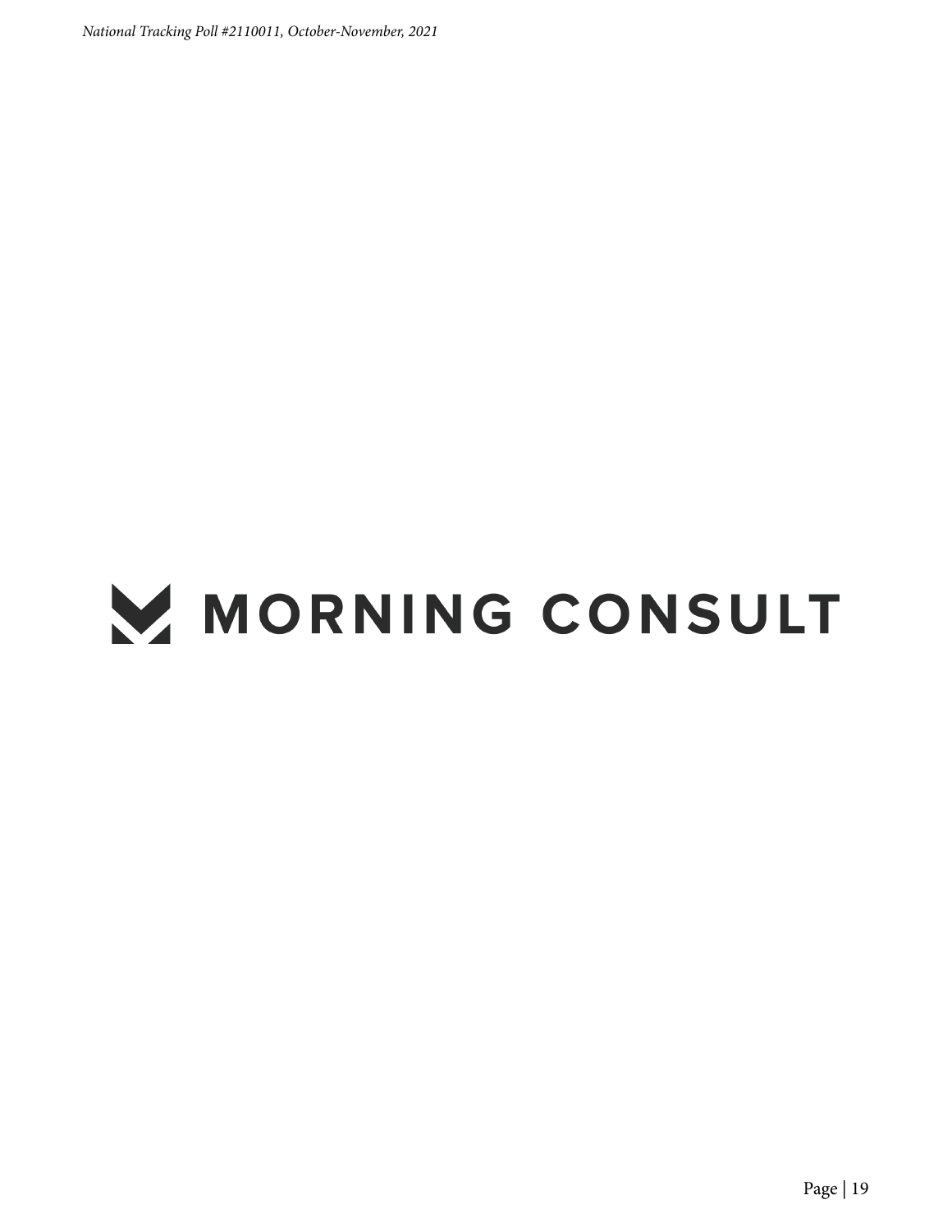MORNING CONSULT